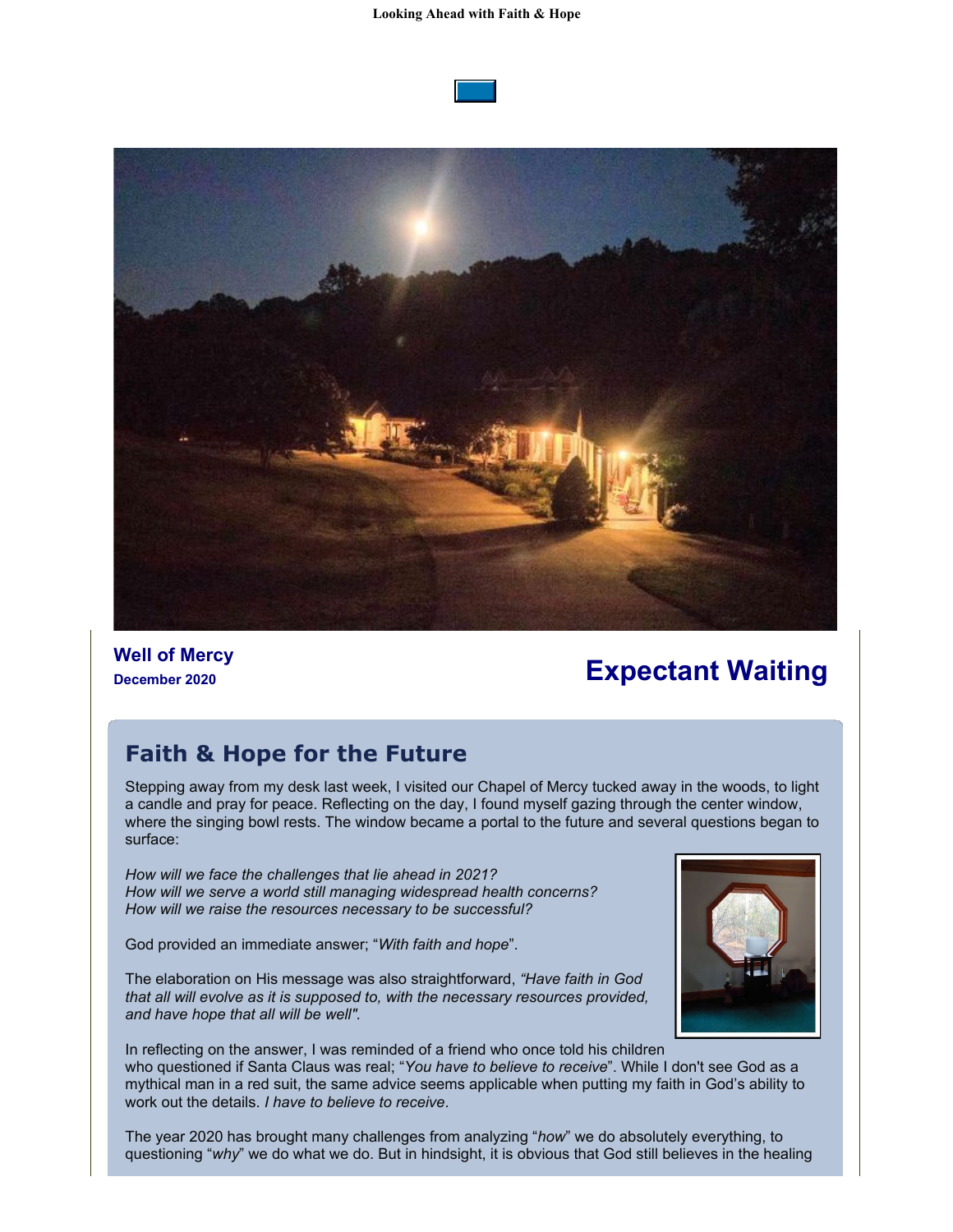**Looking Ahead with Faith & Hope**

**Well of Mercy**
**December 2020**

# Expectant Waiting

## Faith & Hope for the Future

Stepping away from my desk last week, I visited our Chapel of Mercy tucked away in the woods, to light a candle and pray for peace. Reflecting on the day, I found myself gazing through the center window, where the singing bowl rests. The window became a portal to the future and several questions began to surface:

*How will we face the challenges that lie ahead in 2021?*
*How will we serve a world still managing widespread health concerns?*
*How will we raise the resources necessary to be successful?*

God provided an immediate answer; "*With faith and hope*".

The elaboration on His message was also straightforward, *"Have faith in God that all will evolve as it is supposed to, with the necessary resources provided, and have hope that all will be well".*

In reflecting on the answer, I was reminded of a friend who once told his children who questioned if Santa Claus was real; "*You have to believe to receive*". While I don't see God as a mythical man in a red suit, the same advice seems applicable when putting my faith in God's ability to work out the details. *I have to believe to receive*.

The year 2020 has brought many challenges from analyzing "*how*" we do absolutely everything, to questioning "*why*" we do what we do. But in hindsight, it is obvious that God still believes in the healing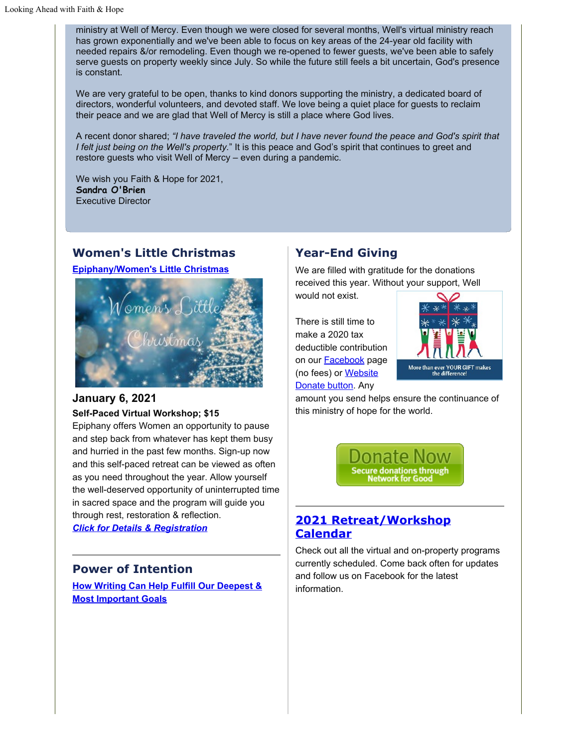ministry at Well of Mercy. Even though we were closed for several months, Well's virtual ministry reach has grown exponentially and we've been able to focus on key areas of the 24-year old facility with needed repairs &/or remodeling. Even though we re-opened to fewer guests, we've been able to safely serve guests on property weekly since July. So while the future still feels a bit uncertain, God's presence is constant.

We are very grateful to be open, thanks to kind donors supporting the ministry, a dedicated board of directors, wonderful volunteers, and devoted staff. We love being a quiet place for guests to reclaim their peace and we are glad that Well of Mercy is still a place where God lives.

A recent donor shared; *"I have traveled the world, but I have never found the peace and God's spirit that I felt just being on the Well's property."* It is this peace and God's spirit that continues to greet and restore guests who visit Well of Mercy – even during a pandemic.

We wish you Faith & Hope for 2021,
**Sandra O'Brien**
Executive Director

## Women's Little Christmas

**Epiphany/Women's Little Christmas**

### January 6, 2021

**Self-Paced Virtual Workshop; $15**

Epiphany offers Women an opportunity to pause and step back from whatever has kept them busy and hurried in the past few months. Sign-up now and this self-paced retreat can be viewed as often as you need throughout the year. Allow yourself the well-deserved opportunity of uninterrupted time in sacred space and the program will guide you through rest, restoration & reflection.

***Click for Details & Registration***

## Power of Intention

**How Writing Can Help Fulfill Our Deepest & Most Important Goals**

## Year-End Giving

We are filled with gratitude for the donations received this year. Without your support, Well would not exist.

There is still time to make a 2020 tax deductible contribution on our Facebook page (no fees) or Website Donate button. Any amount you send helps ensure the continuance of this ministry of hope for the world.

Donate Now
Secure donations through Network for Good

## 2021 Retreat/Workshop Calendar

Check out all the virtual and on-property programs currently scheduled. Come back often for updates and follow us on Facebook for the latest information.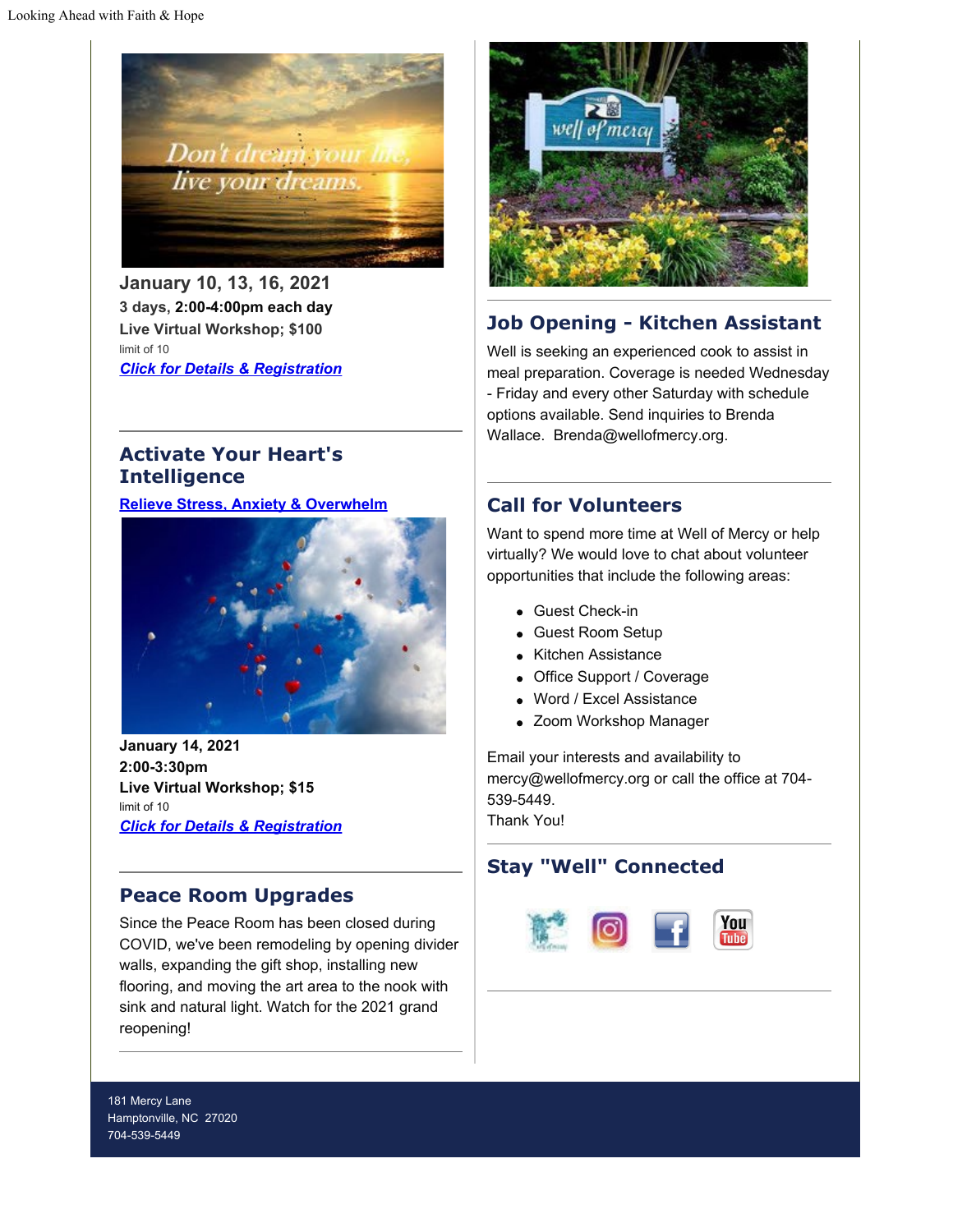**January 10, 13, 16, 2021**

**3 days, 2:00-4:00pm each day**

**Live Virtual Workshop; $100**

limit of 10

***Click for Details & Registration***

## Activate Your Heart's Intelligence

**Relieve Stress, Anxiety & Overwhelm**

**January 14, 2021**

**2:00-3:30pm**

**Live Virtual Workshop; $15**

limit of 10

***Click for Details & Registration***

## Peace Room Upgrades

Since the Peace Room has been closed during COVID, we've been remodeling by opening divider walls, expanding the gift shop, installing new flooring, and moving the art area to the nook with sink and natural light. Watch for the 2021 grand reopening!

## Job Opening - Kitchen Assistant

Well is seeking an experienced cook to assist in meal preparation. Coverage is needed Wednesday - Friday and every other Saturday with schedule options available. Send inquiries to Brenda Wallace. Brenda@wellofmercy.org.

## Call for Volunteers

Want to spend more time at Well of Mercy or help virtually? We would love to chat about volunteer opportunities that include the following areas:

- Guest Check-in
- Guest Room Setup
- Kitchen Assistance
- Office Support / Coverage
- Word / Excel Assistance
- Zoom Workshop Manager

Email your interests and availability to mercy@wellofmercy.org or call the office at 704-539-5449.

Thank You!

## Stay "Well" Connected

181 Mercy Lane
Hamptonville, NC 27020
704-539-5449